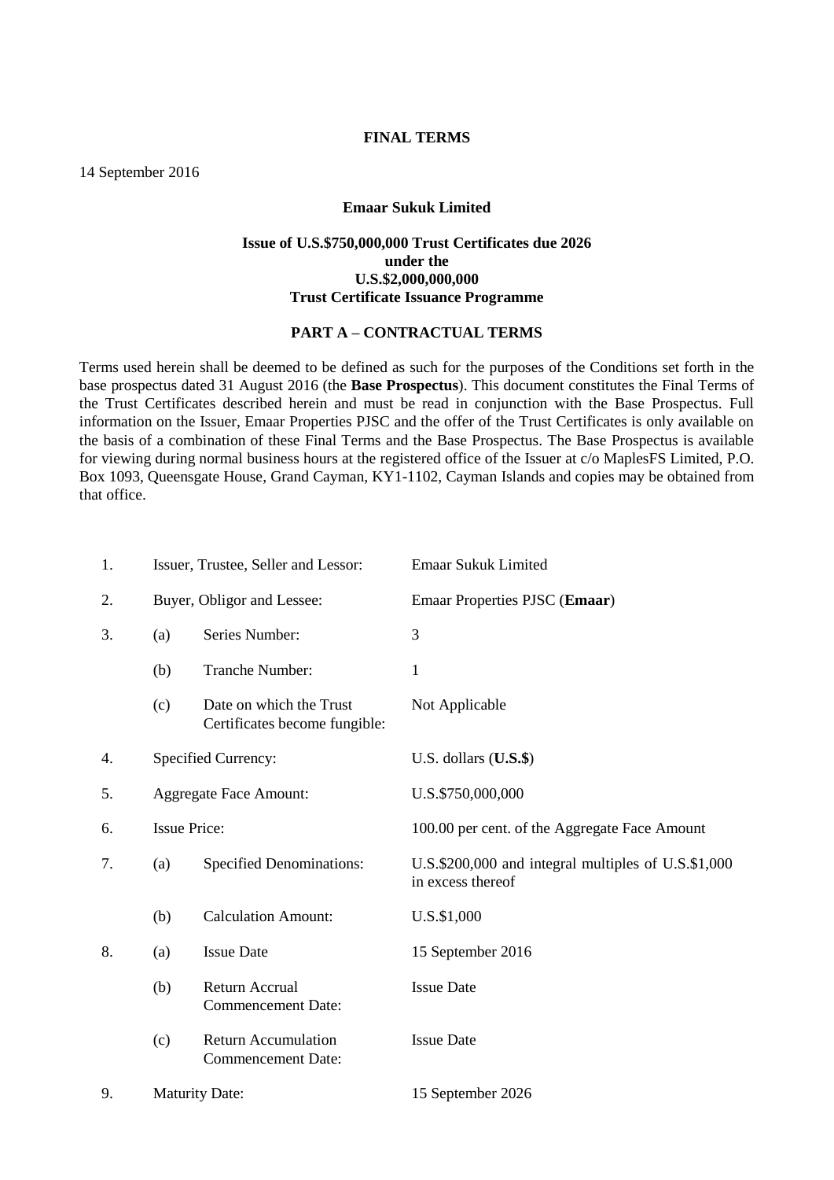**FINAL TERMS**

14 September 2016

**Emaar Sukuk Limited**

**Issue of U.S.$750,000,000 Trust Certificates due 2026 under the U.S.$2,000,000,000 Trust Certificate Issuance Programme**

**PART A – CONTRACTUAL TERMS**

Terms used herein shall be deemed to be defined as such for the purposes of the Conditions set forth in the base prospectus dated 31 August 2016 (the **Base Prospectus**). This document constitutes the Final Terms of the Trust Certificates described herein and must be read in conjunction with the Base Prospectus. Full information on the Issuer, Emaar Properties PJSC and the offer of the Trust Certificates is only available on the basis of a combination of these Final Terms and the Base Prospectus. The Base Prospectus is available for viewing during normal business hours at the registered office of the Issuer at c/o MaplesFS Limited, P.O. Box 1093, Queensgate House, Grand Cayman, KY1-1102, Cayman Islands and copies may be obtained from that office.

| | | | |
|---|---|---|---|
| 1. | Issuer, Trustee, Seller and Lessor: | | Emaar Sukuk Limited |
| 2. | Buyer, Obligor and Lessee: | | Emaar Properties PJSC (**Emaar**) |
| 3. | (a) | Series Number: | 3 |
| | (b) | Tranche Number: | 1 |
| | (c) | Date on which the Trust Certificates become fungible: | Not Applicable |
| 4. | Specified Currency: | | U.S. dollars (**U.S.$**) |
| 5. | Aggregate Face Amount: | | U.S.$750,000,000 |
| 6. | Issue Price: | | 100.00 per cent. of the Aggregate Face Amount |
| 7. | (a) | Specified Denominations: | U.S.$200,000 and integral multiples of U.S.$1,000 in excess thereof |
| | (b) | Calculation Amount: | U.S.$1,000 |
| 8. | (a) | Issue Date | 15 September 2016 |
| | (b) | Return Accrual Commencement Date: | Issue Date |
| | (c) | Return Accumulation Commencement Date: | Issue Date |
| 9. | Maturity Date: | | 15 September 2026 |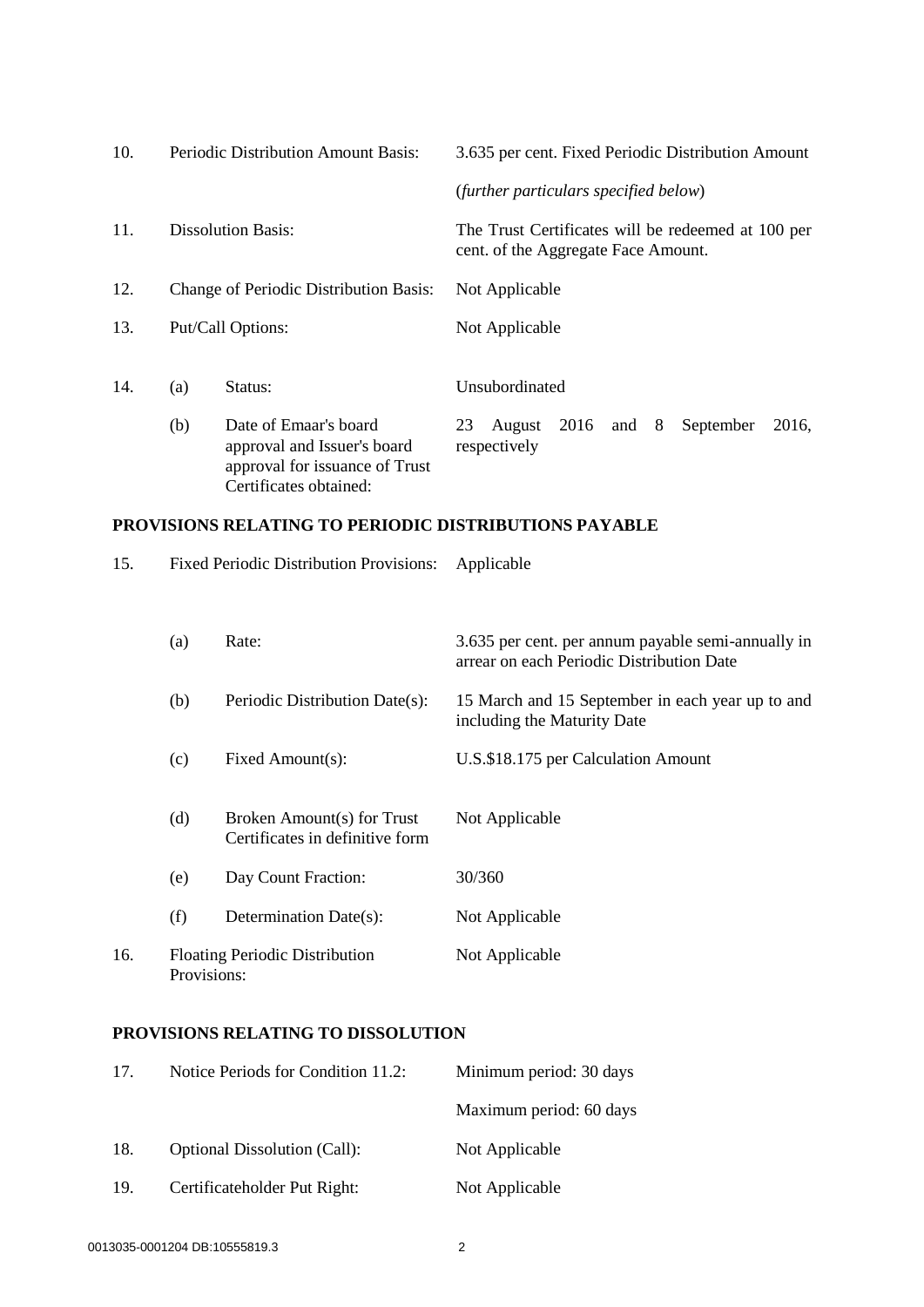| | | | |
|---|---|---|---|
| 10. | Periodic Distribution Amount Basis: | | 3.635 per cent. Fixed Periodic Distribution Amount<br><br>(*further particulars specified below*) |
| 11. | Dissolution Basis: | | The Trust Certificates will be redeemed at 100 per cent. of the Aggregate Face Amount. |
| 12. | Change of Periodic Distribution Basis: | | Not Applicable |
| 13. | Put/Call Options: | | Not Applicable |
| 14. | (a) | Status: | Unsubordinated |
| | (b) | Date of Emaar's board approval and Issuer's board approval for issuance of Trust Certificates obtained: | 23 August 2016 and 8 September 2016, respectively |

**PROVISIONS RELATING TO PERIODIC DISTRIBUTIONS PAYABLE**

| | | | |
|---|---|---|---|
| 15. | Fixed Periodic Distribution Provisions: | | Applicable |
| | (a) | Rate: | 3.635 per cent. per annum payable semi-annually in arrear on each Periodic Distribution Date |
| | (b) | Periodic Distribution Date(s): | 15 March and 15 September in each year up to and including the Maturity Date |
| | (c) | Fixed Amount(s): | U.S.$18.175 per Calculation Amount |
| | (d) | Broken Amount(s) for Trust Certificates in definitive form | Not Applicable |
| | (e) | Day Count Fraction: | 30/360 |
| | (f) | Determination Date(s): | Not Applicable |
| 16. | Floating Periodic Distribution Provisions: | | Not Applicable |

**PROVISIONS RELATING TO DISSOLUTION**

| | | |
|---|---|---|
| 17. | Notice Periods for Condition 11.2: | Minimum period: 30 days<br><br>Maximum period: 60 days |
| 18. | Optional Dissolution (Call): | Not Applicable |
| 19. | Certificateholder Put Right: | Not Applicable |

0013035-0001204 DB:10555819.3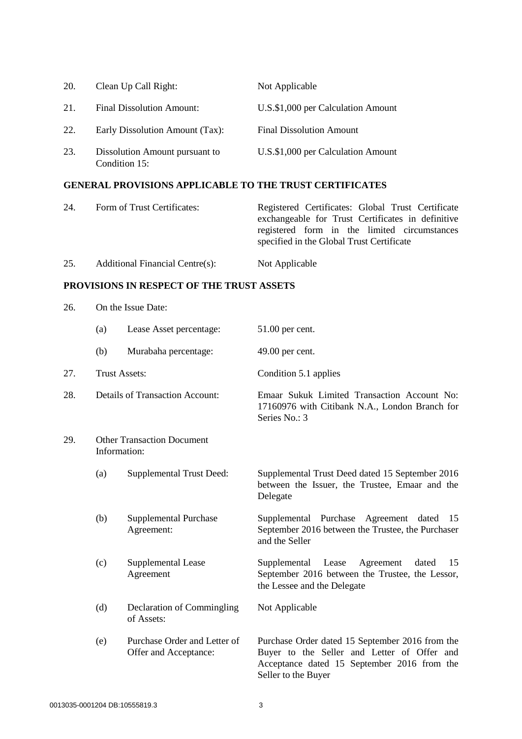| | | |
|---|---|---|
| 20. | Clean Up Call Right: | Not Applicable |
| 21. | Final Dissolution Amount: | U.S.$1,000 per Calculation Amount |
| 22. | Early Dissolution Amount (Tax): | Final Dissolution Amount |
| 23. | Dissolution Amount pursuant to Condition 15: | U.S.$1,000 per Calculation Amount |

**GENERAL PROVISIONS APPLICABLE TO THE TRUST CERTIFICATES**

| | | |
|---|---|---|
| 24. | Form of Trust Certificates: | Registered Certificates: Global Trust Certificate exchangeable for Trust Certificates in definitive registered form in the limited circumstances specified in the Global Trust Certificate |
| 25. | Additional Financial Centre(s): | Not Applicable |

**PROVISIONS IN RESPECT OF THE TRUST ASSETS**

26. On the Issue Date:

| | | |
|---|---|---|
| (a) | Lease Asset percentage: | 51.00 per cent. |
| (b) | Murabaha percentage: | 49.00 per cent. |

| | | |
|---|---|---|
| 27. | Trust Assets: | Condition 5.1 applies |
| 28. | Details of Transaction Account: | Emaar Sukuk Limited Transaction Account No: 17160976 with Citibank N.A., London Branch for Series No.: 3 |

29. Other Transaction Document Information:

| | | |
|---|---|---|
| (a) | Supplemental Trust Deed: | Supplemental Trust Deed dated 15 September 2016 between the Issuer, the Trustee, Emaar and the Delegate |
| (b) | Supplemental Purchase Agreement: | Supplemental Purchase Agreement dated 15 September 2016 between the Trustee, the Purchaser and the Seller |
| (c) | Supplemental Lease Agreement | Supplemental Lease Agreement dated 15 September 2016 between the Trustee, the Lessor, the Lessee and the Delegate |
| (d) | Declaration of Commingling of Assets: | Not Applicable |
| (e) | Purchase Order and Letter of Offer and Acceptance: | Purchase Order dated 15 September 2016 from the Buyer to the Seller and Letter of Offer and Acceptance dated 15 September 2016 from the Seller to the Buyer |

0013035-0001204 DB:10555819.3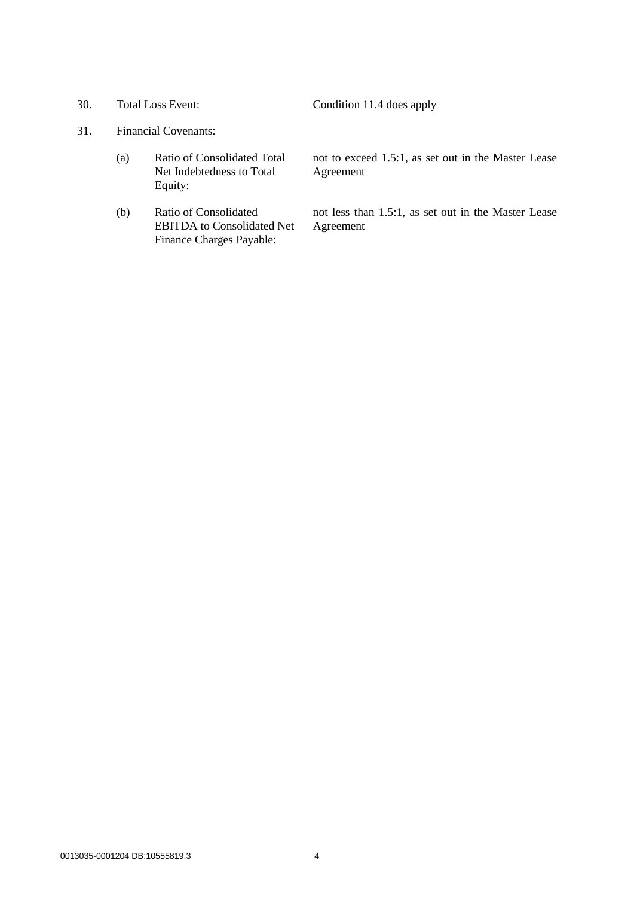30. Total Loss Event: Condition 11.4 does apply

31. Financial Covenants:

    (a) Ratio of Consolidated Total Net Indebtedness to Total Equity: not to exceed 1.5:1, as set out in the Master Lease Agreement

    (b) Ratio of Consolidated EBITDA to Consolidated Net Finance Charges Payable: not less than 1.5:1, as set out in the Master Lease Agreement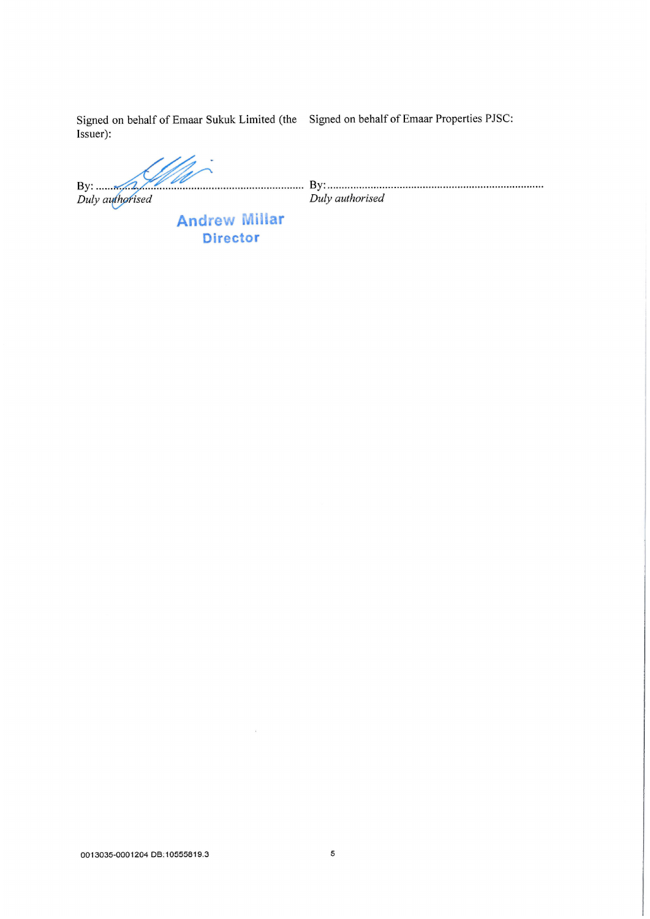| Signed on behalf of Emaar Sukuk Limited (the Issuer): | Signed on behalf of Emaar Properties PJSC: |
|---|---|
| By: ............................................................... | By: ............................................................... |
| *Duly authorised* | *Duly authorised* |
| Andrew Millar | |
| Director | |

0013035-0001204 DB:10555819.3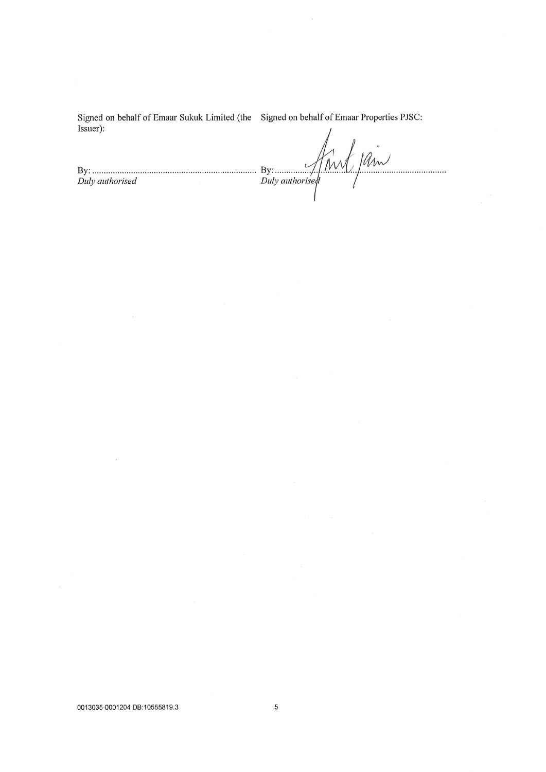| Signed on behalf of Emaar Sukuk Limited (the Issuer): | Signed on behalf of Emaar Properties PJSC: |
| --- | --- |
| By: ........................................................................ | By: ........................................................................ |
| *Duly authorised* | *Duly authorised* |

0013035-0001204 DB:10555819.3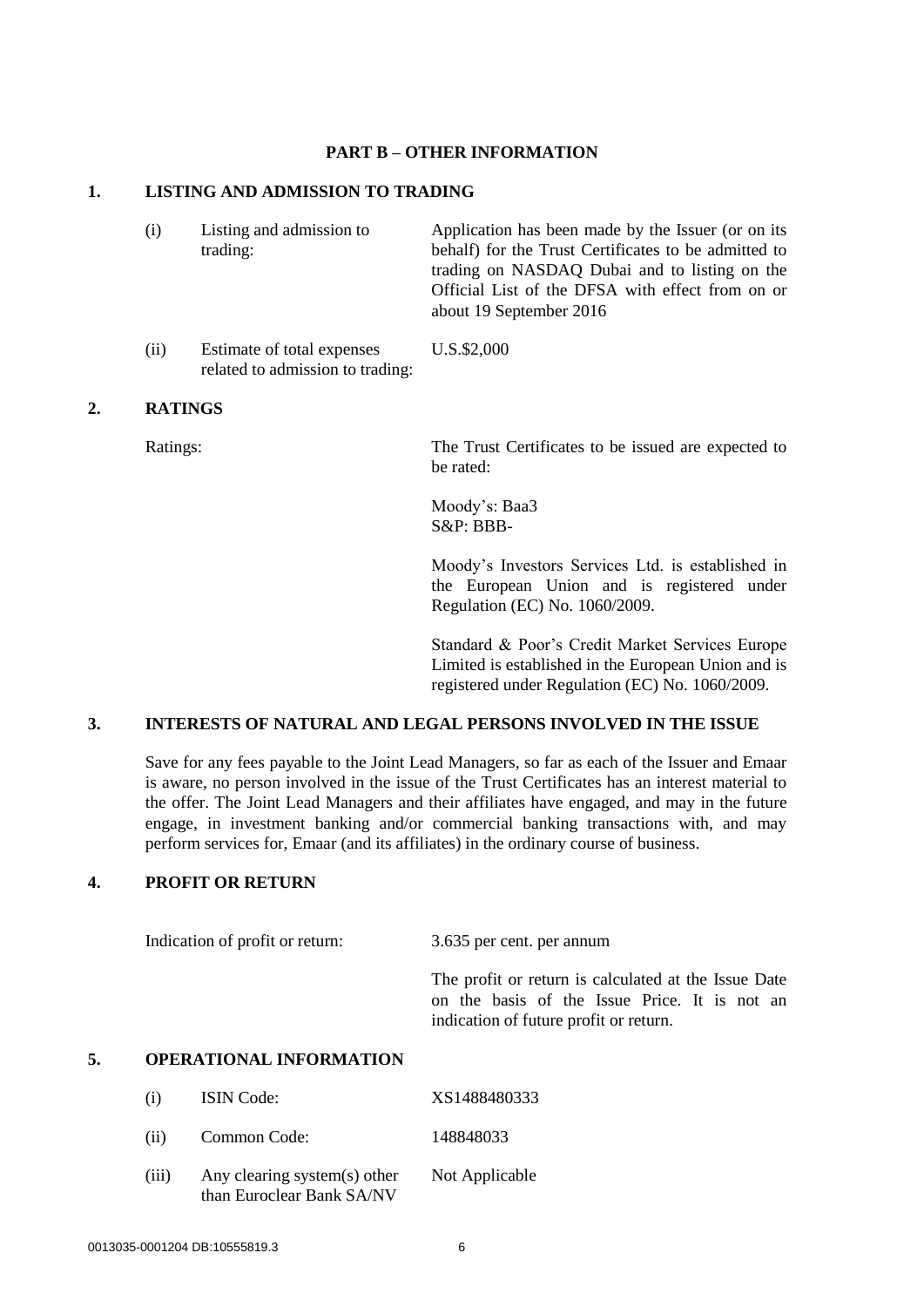## PART B – OTHER INFORMATION

### 1. LISTING AND ADMISSION TO TRADING

| | | |
|---|---|---|
| (i) | Listing and admission to trading: | Application has been made by the Issuer (or on its behalf) for the Trust Certificates to be admitted to trading on NASDAQ Dubai and to listing on the Official List of the DFSA with effect from on or about 19 September 2016 |
| (ii) | Estimate of total expenses related to admission to trading: | U.S.$2,000 |

### 2. RATINGS

Ratings: The Trust Certificates to be issued are expected to be rated:

Moody's: Baa3
S&P: BBB-

Moody's Investors Services Ltd. is established in the European Union and is registered under Regulation (EC) No. 1060/2009.

Standard & Poor's Credit Market Services Europe Limited is established in the European Union and is registered under Regulation (EC) No. 1060/2009.

### 3. INTERESTS OF NATURAL AND LEGAL PERSONS INVOLVED IN THE ISSUE

Save for any fees payable to the Joint Lead Managers, so far as each of the Issuer and Emaar is aware, no person involved in the issue of the Trust Certificates has an interest material to the offer. The Joint Lead Managers and their affiliates have engaged, and may in the future engage, in investment banking and/or commercial banking transactions with, and may perform services for, Emaar (and its affiliates) in the ordinary course of business.

### 4. PROFIT OR RETURN

Indication of profit or return: 3.635 per cent. per annum

The profit or return is calculated at the Issue Date on the basis of the Issue Price. It is not an indication of future profit or return.

### 5. OPERATIONAL INFORMATION

| | | |
|---|---|---|
| (i) | ISIN Code: | XS1488480333 |
| (ii) | Common Code: | 148848033 |
| (iii) | Any clearing system(s) other than Euroclear Bank SA/NV | Not Applicable |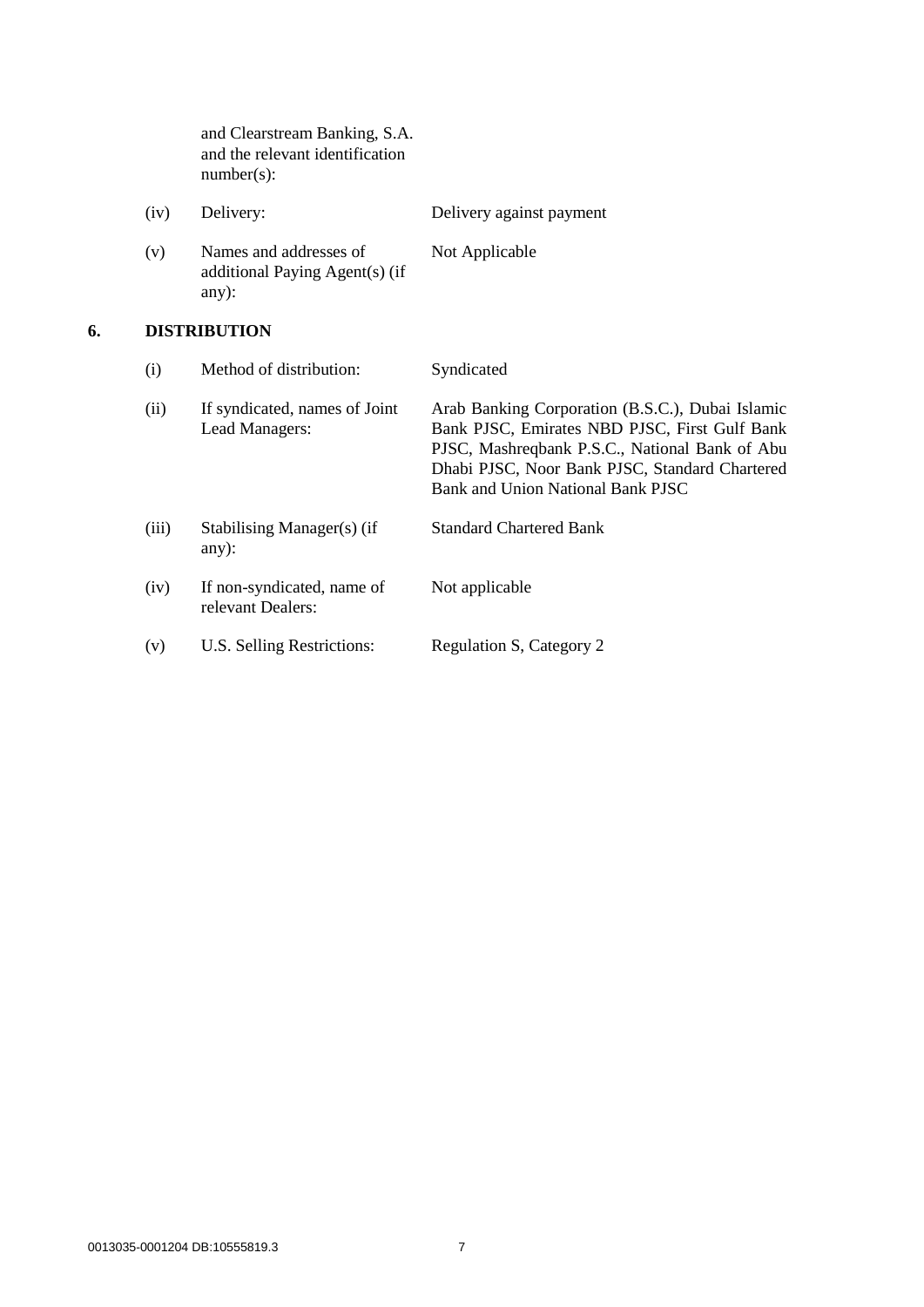| | | |
|---|---|---|
| | and Clearstream Banking, S.A. and the relevant identification number(s): | |
| (iv) | Delivery: | Delivery against payment |
| (v) | Names and addresses of additional Paying Agent(s) (if any): | Not Applicable |

## 6. DISTRIBUTION

| | | |
|---|---|---|
| (i) | Method of distribution: | Syndicated |
| (ii) | If syndicated, names of Joint Lead Managers: | Arab Banking Corporation (B.S.C.), Dubai Islamic Bank PJSC, Emirates NBD PJSC, First Gulf Bank PJSC, Mashreqbank P.S.C., National Bank of Abu Dhabi PJSC, Noor Bank PJSC, Standard Chartered Bank and Union National Bank PJSC |
| (iii) | Stabilising Manager(s) (if any): | Standard Chartered Bank |
| (iv) | If non-syndicated, name of relevant Dealers: | Not applicable |
| (v) | U.S. Selling Restrictions: | Regulation S, Category 2 |

0013035-0001204 DB:10555819.3